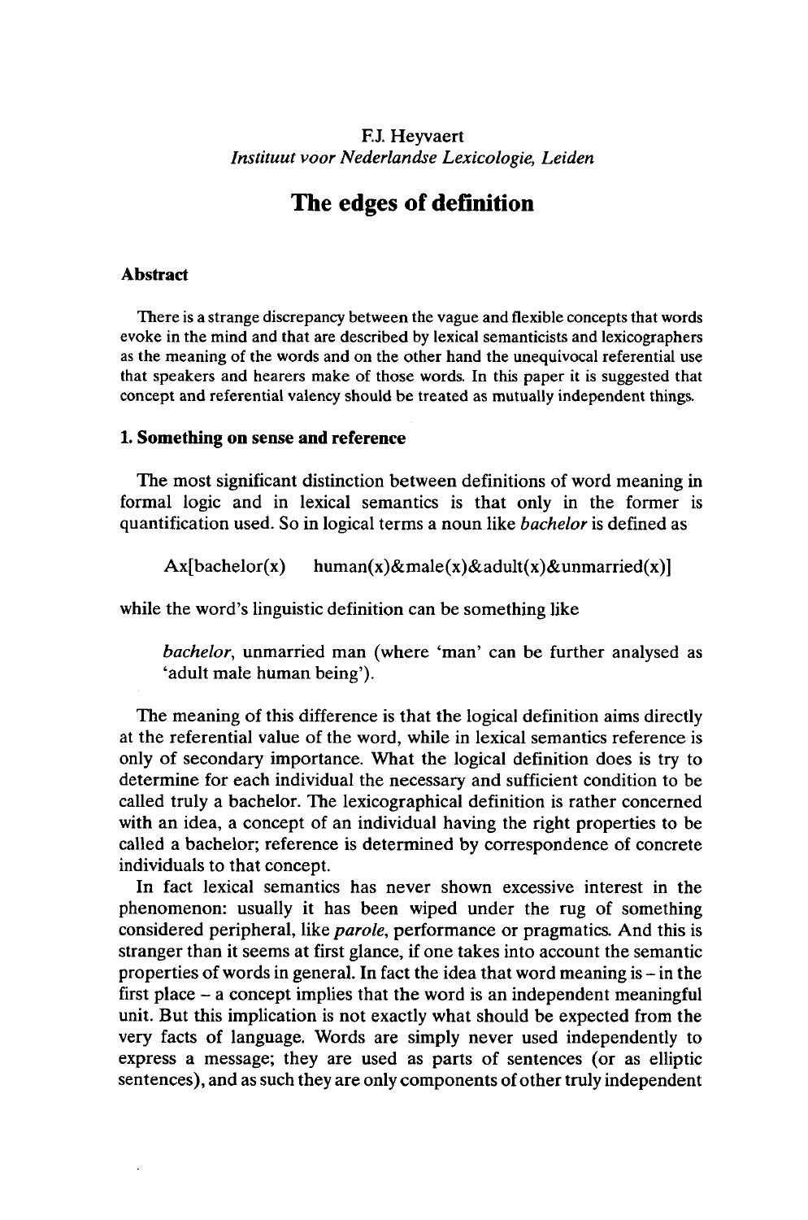F.J. Heyvaert
*Instituut voor Nederlandse Lexicologie, Leiden*

# The edges of definition

### Abstract

There is a strange discrepancy between the vague and flexible concepts that words evoke in the mind and that are described by lexical semanticists and lexicographers as the meaning of the words and on the other hand the unequivocal referential use that speakers and hearers make of those words. In this paper it is suggested that concept and referential valency should be treated as mutually independent things.

## 1. Something on sense and reference

The most significant distinction between definitions of word meaning in formal logic and in lexical semantics is that only in the former is quantification used. So in logical terms a noun like *bachelor* is defined as

Ax[bachelor(x)    human(x)&male(x)&adult(x)&unmarried(x)]

while the word's linguistic definition can be something like

*bachelor*, unmarried man (where 'man' can be further analysed as 'adult male human being').

The meaning of this difference is that the logical definition aims directly at the referential value of the word, while in lexical semantics reference is only of secondary importance. What the logical definition does is try to determine for each individual the necessary and sufficient condition to be called truly a bachelor. The lexicographical definition is rather concerned with an idea, a concept of an individual having the right properties to be called a bachelor; reference is determined by correspondence of concrete individuals to that concept.

In fact lexical semantics has never shown excessive interest in the phenomenon: usually it has been wiped under the rug of something considered peripheral, like *parole*, performance or pragmatics. And this is stranger than it seems at first glance, if one takes into account the semantic properties of words in general. In fact the idea that word meaning is – in the first place – a concept implies that the word is an independent meaningful unit. But this implication is not exactly what should be expected from the very facts of language. Words are simply never used independently to express a message; they are used as parts of sentences (or as elliptic sentences), and as such they are only components of other truly independent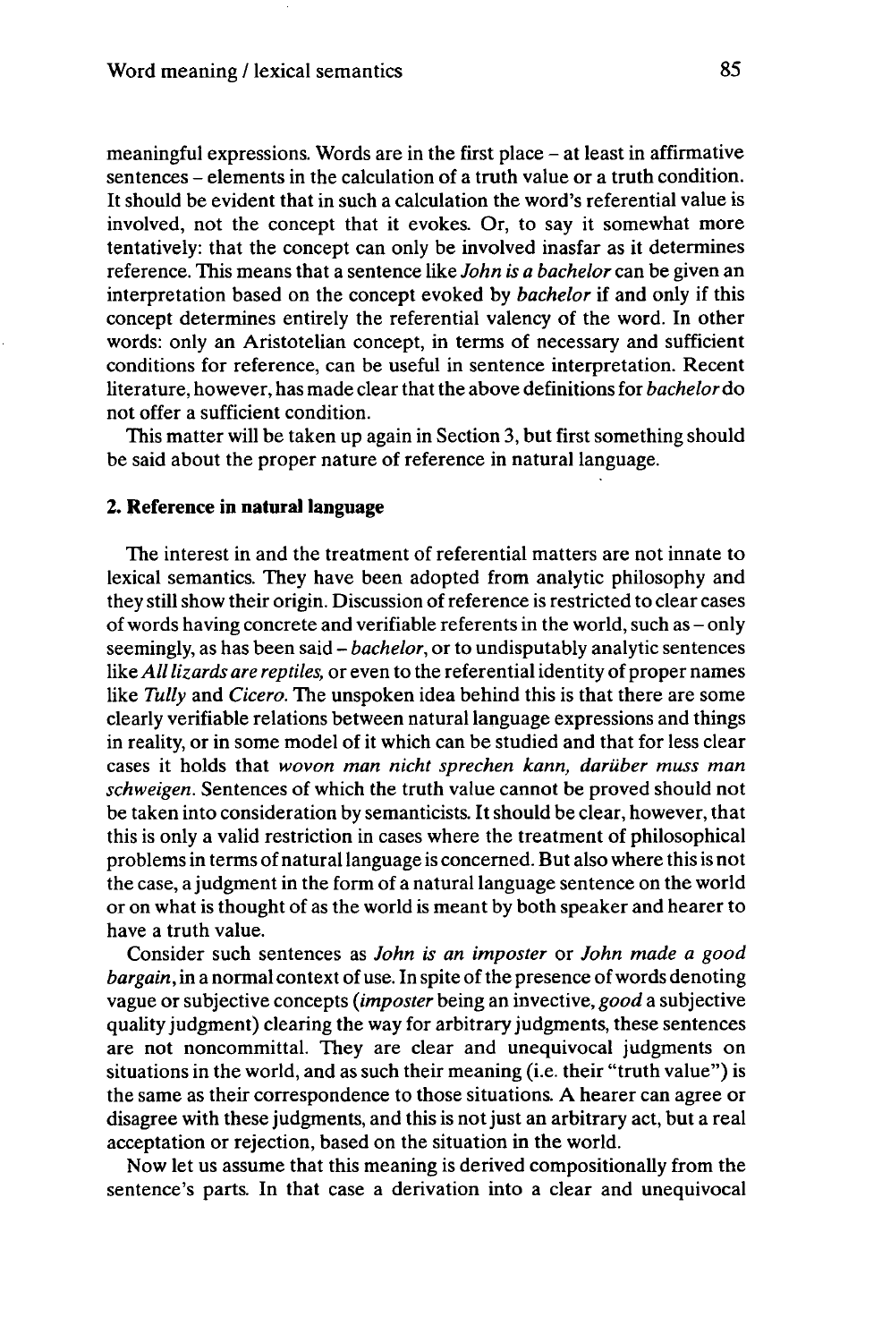meaningful expressions. Words are in the first place – at least in affirmative sentences – elements in the calculation of a truth value or a truth condition. It should be evident that in such a calculation the word's referential value is involved, not the concept that it evokes. Or, to say it somewhat more tentatively: that the concept can only be involved inasfar as it determines reference. This means that a sentence like *John is a bachelor* can be given an interpretation based on the concept evoked by *bachelor* if and only if this concept determines entirely the referential valency of the word. In other words: only an Aristotelian concept, in terms of necessary and sufficient conditions for reference, can be useful in sentence interpretation. Recent literature, however, has made clear that the above definitions for *bachelor* do not offer a sufficient condition.

This matter will be taken up again in Section 3, but first something should be said about the proper nature of reference in natural language.

## 2. Reference in natural language

The interest in and the treatment of referential matters are not innate to lexical semantics. They have been adopted from analytic philosophy and they still show their origin. Discussion of reference is restricted to clear cases of words having concrete and verifiable referents in the world, such as – only seemingly, as has been said – *bachelor*, or to undisputably analytic sentences like *All lizards are reptiles,* or even to the referential identity of proper names like *Tully* and *Cicero.* The unspoken idea behind this is that there are some clearly verifiable relations between natural language expressions and things in reality, or in some model of it which can be studied and that for less clear cases it holds that *wovon man nicht sprechen kann, darüber muss man schweigen*. Sentences of which the truth value cannot be proved should not be taken into consideration by semanticists. It should be clear, however, that this is only a valid restriction in cases where the treatment of philosophical problems in terms of natural language is concerned. But also where this is not the case, a judgment in the form of a natural language sentence on the world or on what is thought of as the world is meant by both speaker and hearer to have a truth value.

Consider such sentences as *John is an imposter* or *John made a good bargain*, in a normal context of use. In spite of the presence of words denoting vague or subjective concepts (*imposter* being an invective, *good* a subjective quality judgment) clearing the way for arbitrary judgments, these sentences are not noncommittal. They are clear and unequivocal judgments on situations in the world, and as such their meaning (i.e. their "truth value") is the same as their correspondence to those situations. A hearer can agree or disagree with these judgments, and this is not just an arbitrary act, but a real acceptation or rejection, based on the situation in the world.

Now let us assume that this meaning is derived compositionally from the sentence's parts. In that case a derivation into a clear and unequivocal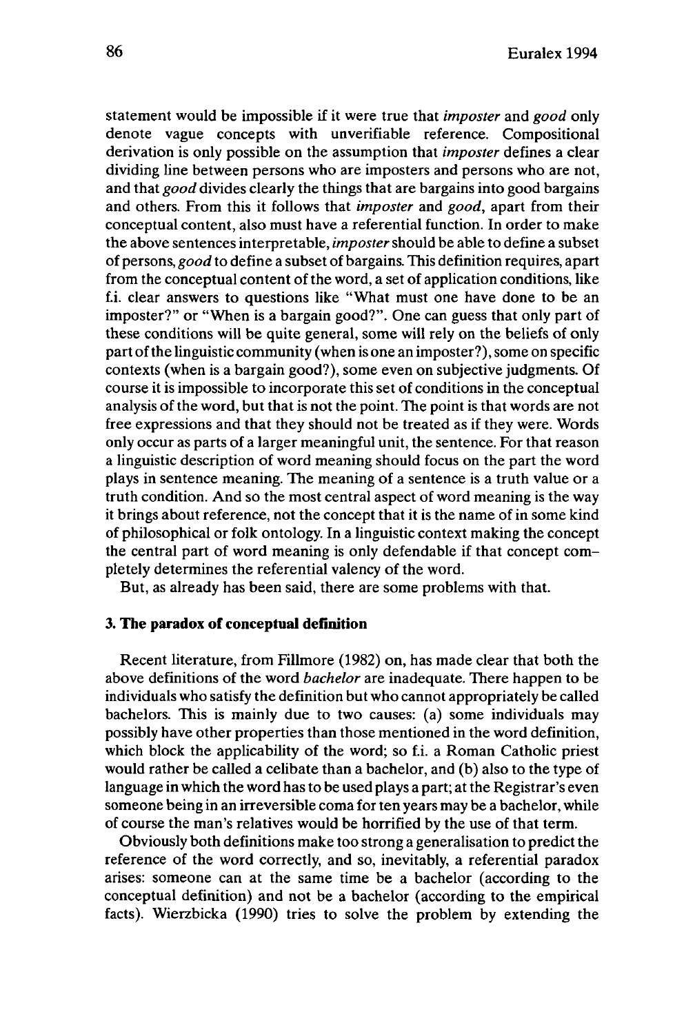statement would be impossible if it were true that *imposter* and *good* only denote vague concepts with unverifiable reference. Compositional derivation is only possible on the assumption that *imposter* defines a clear dividing line between persons who are imposters and persons who are not, and that *good* divides clearly the things that are bargains into good bargains and others. From this it follows that *imposter* and *good*, apart from their conceptual content, also must have a referential function. In order to make the above sentences interpretable, *imposter* should be able to define a subset of persons, *good* to define a subset of bargains. This definition requires, apart from the conceptual content of the word, a set of application conditions, like f.i. clear answers to questions like "What must one have done to be an imposter?" or "When is a bargain good?". One can guess that only part of these conditions will be quite general, some will rely on the beliefs of only part of the linguistic community (when is one an imposter?), some on specific contexts (when is a bargain good?), some even on subjective judgments. Of course it is impossible to incorporate this set of conditions in the conceptual analysis of the word, but that is not the point. The point is that words are not free expressions and that they should not be treated as if they were. Words only occur as parts of a larger meaningful unit, the sentence. For that reason a linguistic description of word meaning should focus on the part the word plays in sentence meaning. The meaning of a sentence is a truth value or a truth condition. And so the most central aspect of word meaning is the way it brings about reference, not the concept that it is the name of in some kind of philosophical or folk ontology. In a linguistic context making the concept the central part of word meaning is only defendable if that concept completely determines the referential valency of the word.

But, as already has been said, there are some problems with that.

## 3. The paradox of conceptual definition

Recent literature, from Fillmore (1982) on, has made clear that both the above definitions of the word *bachelor* are inadequate. There happen to be individuals who satisfy the definition but who cannot appropriately be called bachelors. This is mainly due to two causes: (a) some individuals may possibly have other properties than those mentioned in the word definition, which block the applicability of the word; so f.i. a Roman Catholic priest would rather be called a celibate than a bachelor, and (b) also to the type of language in which the word has to be used plays a part; at the Registrar's even someone being in an irreversible coma for ten years may be a bachelor, while of course the man's relatives would be horrified by the use of that term.

Obviously both definitions make too strong a generalisation to predict the reference of the word correctly, and so, inevitably, a referential paradox arises: someone can at the same time be a bachelor (according to the conceptual definition) and not be a bachelor (according to the empirical facts). Wierzbicka (1990) tries to solve the problem by extending the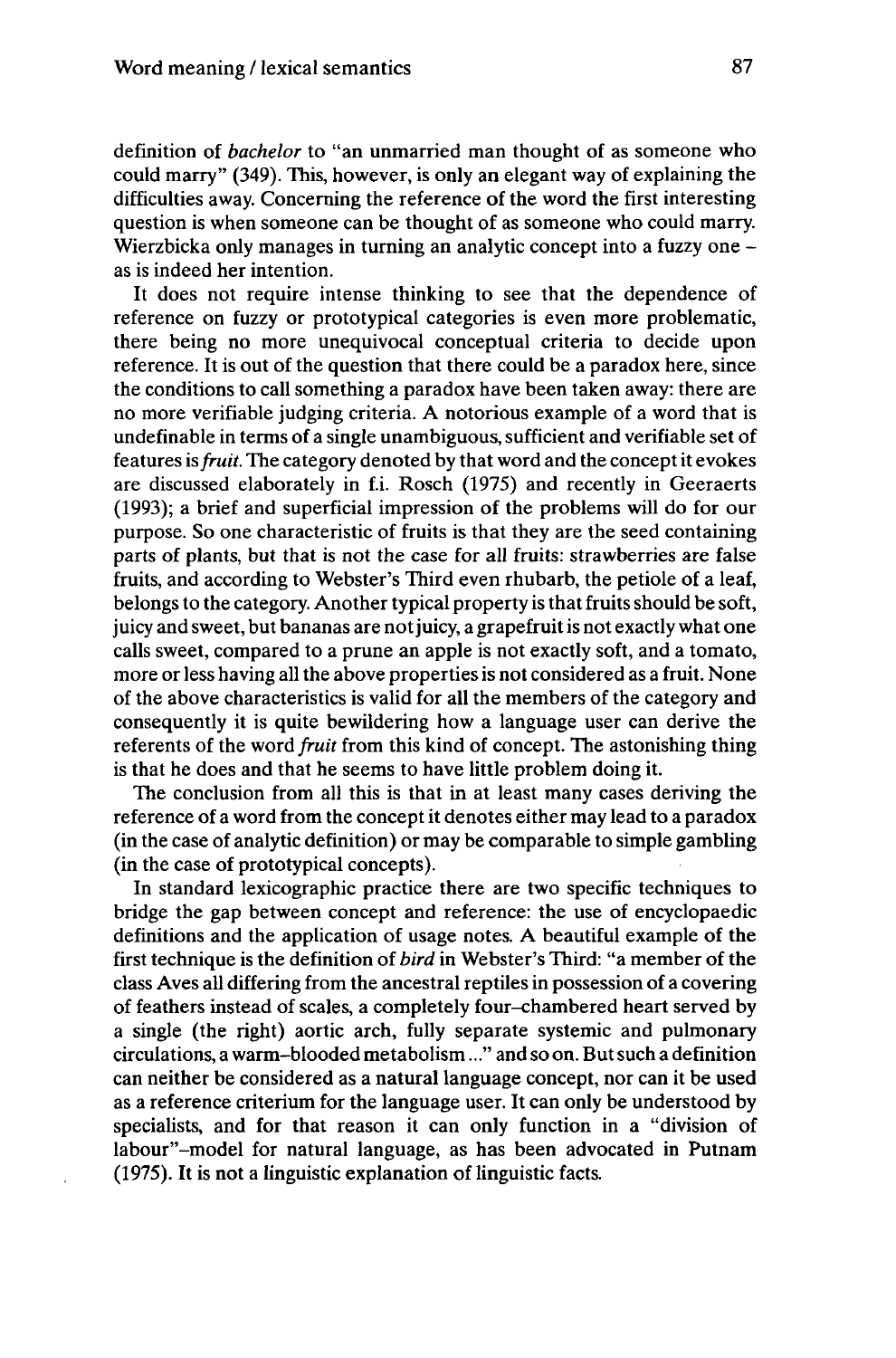definition of *bachelor* to "an unmarried man thought of as someone who could marry" (349). This, however, is only an elegant way of explaining the difficulties away. Concerning the reference of the word the first interesting question is when someone can be thought of as someone who could marry. Wierzbicka only manages in turning an analytic concept into a fuzzy one – as is indeed her intention.

It does not require intense thinking to see that the dependence of reference on fuzzy or prototypical categories is even more problematic, there being no more unequivocal conceptual criteria to decide upon reference. It is out of the question that there could be a paradox here, since the conditions to call something a paradox have been taken away: there are no more verifiable judging criteria. A notorious example of a word that is undefinable in terms of a single unambiguous, sufficient and verifiable set of features is *fruit*. The category denoted by that word and the concept it evokes are discussed elaborately in f.i. Rosch (1975) and recently in Geeraerts (1993); a brief and superficial impression of the problems will do for our purpose. So one characteristic of fruits is that they are the seed containing parts of plants, but that is not the case for all fruits: strawberries are false fruits, and according to Webster's Third even rhubarb, the petiole of a leaf, belongs to the category. Another typical property is that fruits should be soft, juicy and sweet, but bananas are not juicy, a grapefruit is not exactly what one calls sweet, compared to a prune an apple is not exactly soft, and a tomato, more or less having all the above properties is not considered as a fruit. None of the above characteristics is valid for all the members of the category and consequently it is quite bewildering how a language user can derive the referents of the word *fruit* from this kind of concept. The astonishing thing is that he does and that he seems to have little problem doing it.

The conclusion from all this is that in at least many cases deriving the reference of a word from the concept it denotes either may lead to a paradox (in the case of analytic definition) or may be comparable to simple gambling (in the case of prototypical concepts).

In standard lexicographic practice there are two specific techniques to bridge the gap between concept and reference: the use of encyclopaedic definitions and the application of usage notes. A beautiful example of the first technique is the definition of *bird* in Webster's Third: "a member of the class Aves all differing from the ancestral reptiles in possession of a covering of feathers instead of scales, a completely four-chambered heart served by a single (the right) aortic arch, fully separate systemic and pulmonary circulations, a warm-blooded metabolism ..." and so on. But such a definition can neither be considered as a natural language concept, nor can it be used as a reference criterium for the language user. It can only be understood by specialists, and for that reason it can only function in a "division of labour"–model for natural language, as has been advocated in Putnam (1975). It is not a linguistic explanation of linguistic facts.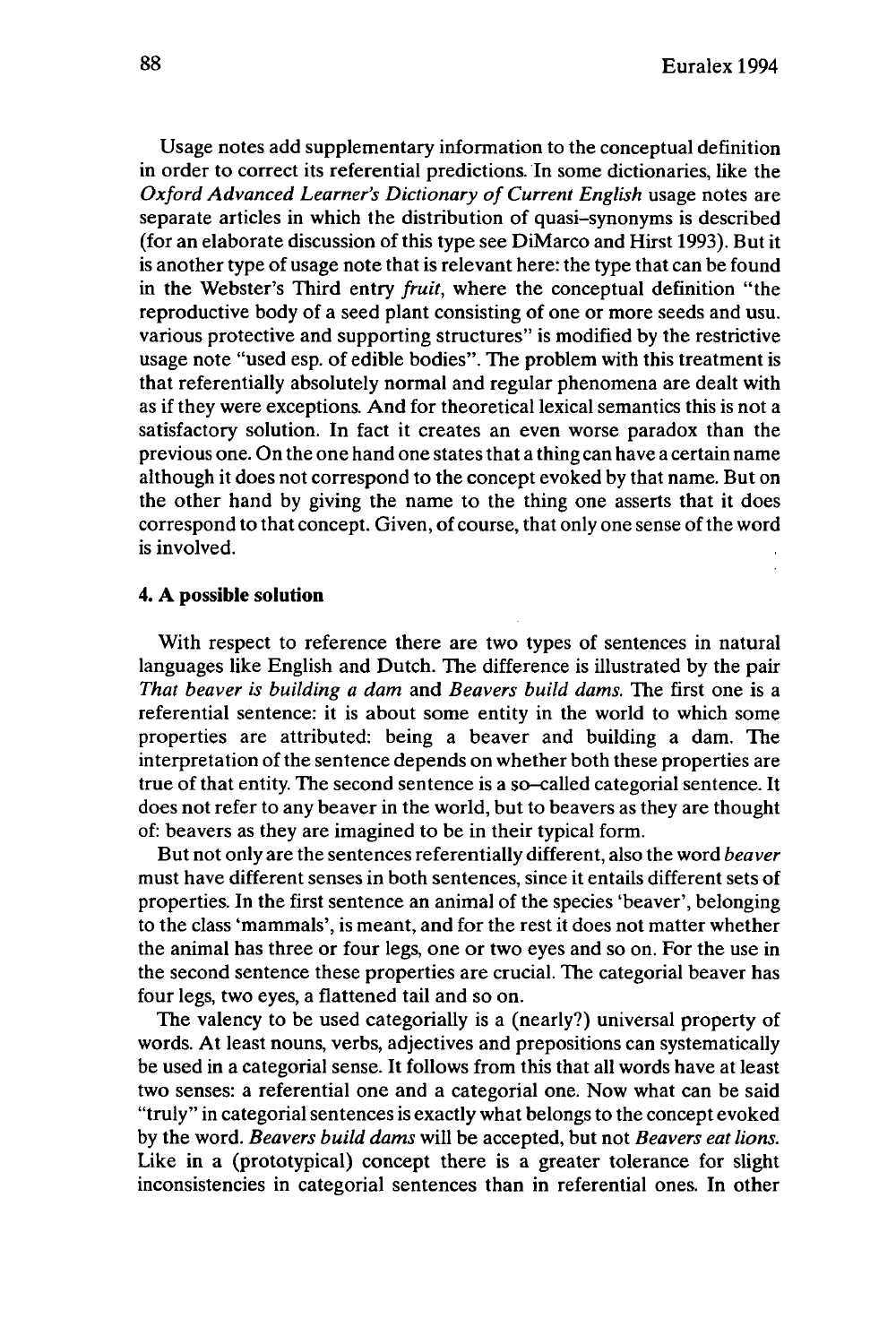Usage notes add supplementary information to the conceptual definition in order to correct its referential predictions. In some dictionaries, like the *Oxford Advanced Learner's Dictionary of Current English* usage notes are separate articles in which the distribution of quasi–synonyms is described (for an elaborate discussion of this type see DiMarco and Hirst 1993). But it is another type of usage note that is relevant here: the type that can be found in the Webster's Third entry *fruit*, where the conceptual definition "the reproductive body of a seed plant consisting of one or more seeds and usu. various protective and supporting structures" is modified by the restrictive usage note "used esp. of edible bodies". The problem with this treatment is that referentially absolutely normal and regular phenomena are dealt with as if they were exceptions. And for theoretical lexical semantics this is not a satisfactory solution. In fact it creates an even worse paradox than the previous one. On the one hand one states that a thing can have a certain name although it does not correspond to the concept evoked by that name. But on the other hand by giving the name to the thing one asserts that it does correspond to that concept. Given, of course, that only one sense of the word is involved.

## 4. A possible solution

With respect to reference there are two types of sentences in natural languages like English and Dutch. The difference is illustrated by the pair *That beaver is building a dam* and *Beavers build dams.* The first one is a referential sentence: it is about some entity in the world to which some properties are attributed: being a beaver and building a dam. The interpretation of the sentence depends on whether both these properties are true of that entity. The second sentence is a so–called categorial sentence. It does not refer to any beaver in the world, but to beavers as they are thought of: beavers as they are imagined to be in their typical form.

But not only are the sentences referentially different, also the word *beaver* must have different senses in both sentences, since it entails different sets of properties. In the first sentence an animal of the species 'beaver', belonging to the class 'mammals', is meant, and for the rest it does not matter whether the animal has three or four legs, one or two eyes and so on. For the use in the second sentence these properties are crucial. The categorial beaver has four legs, two eyes, a flattened tail and so on.

The valency to be used categorially is a (nearly?) universal property of words. At least nouns, verbs, adjectives and prepositions can systematically be used in a categorial sense. It follows from this that all words have at least two senses: a referential one and a categorial one. Now what can be said "truly" in categorial sentences is exactly what belongs to the concept evoked by the word. *Beavers build dams* will be accepted, but not *Beavers eat lions.* Like in a (prototypical) concept there is a greater tolerance for slight inconsistencies in categorial sentences than in referential ones. In other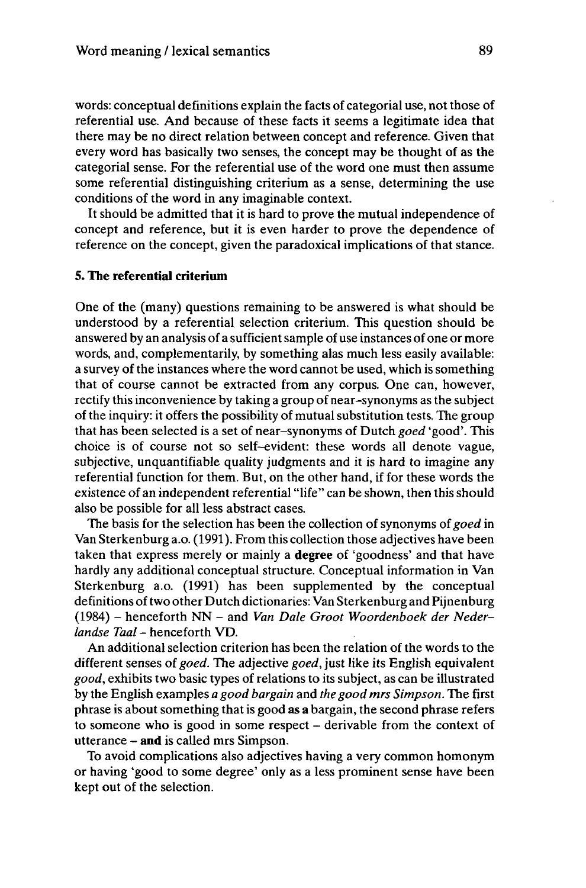words: conceptual definitions explain the facts of categorial use, not those of referential use. And because of these facts it seems a legitimate idea that there may be no direct relation between concept and reference. Given that every word has basically two senses, the concept may be thought of as the categorial sense. For the referential use of the word one must then assume some referential distinguishing criterium as a sense, determining the use conditions of the word in any imaginable context.

It should be admitted that it is hard to prove the mutual independence of concept and reference, but it is even harder to prove the dependence of reference on the concept, given the paradoxical implications of that stance.

## 5. The referential criterium

One of the (many) questions remaining to be answered is what should be understood by a referential selection criterium. This question should be answered by an analysis of a sufficient sample of use instances of one or more words, and, complementarily, by something alas much less easily available: a survey of the instances where the word cannot be used, which is something that of course cannot be extracted from any corpus. One can, however, rectify this inconvenience by taking a group of near–synonyms as the subject of the inquiry: it offers the possibility of mutual substitution tests. The group that has been selected is a set of near–synonyms of Dutch *goed* 'good'. This choice is of course not so self–evident: these words all denote vague, subjective, unquantifiable quality judgments and it is hard to imagine any referential function for them. But, on the other hand, if for these words the existence of an independent referential "life" can be shown, then this should also be possible for all less abstract cases.

The basis for the selection has been the collection of synonyms of *goed* in Van Sterkenburg a.o. (1991). From this collection those adjectives have been taken that express merely or mainly a **degree** of 'goodness' and that have hardly any additional conceptual structure. Conceptual information in Van Sterkenburg a.o. (1991) has been supplemented by the conceptual definitions of two other Dutch dictionaries: Van Sterkenburg and Pijnenburg (1984) – henceforth NN – and *Van Dale Groot Woordenboek der Nederlandse Taal* – henceforth VD.

An additional selection criterion has been the relation of the words to the different senses of *goed*. The adjective *goed*, just like its English equivalent *good*, exhibits two basic types of relations to its subject, as can be illustrated by the English examples *a good bargain* and *the good mrs Simpson*. The first phrase is about something that is good **as a** bargain, the second phrase refers to someone who is good in some respect – derivable from the context of utterance – **and** is called mrs Simpson.

To avoid complications also adjectives having a very common homonym or having 'good to some degree' only as a less prominent sense have been kept out of the selection.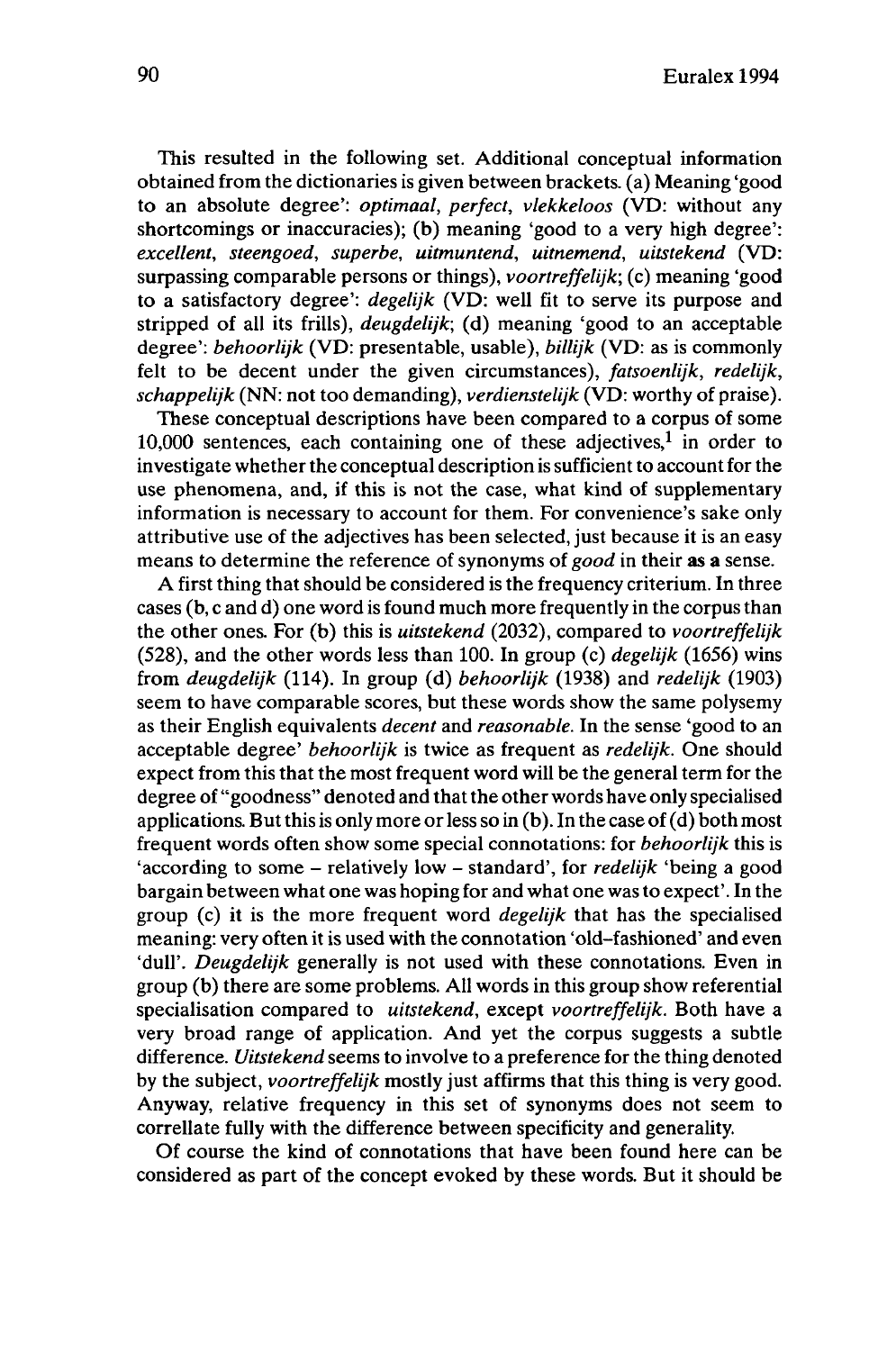This resulted in the following set. Additional conceptual information obtained from the dictionaries is given between brackets. (a) Meaning 'good to an absolute degree': *optimaal*, *perfect*, *vlekkeloos* (VD: without any shortcomings or inaccuracies); (b) meaning 'good to a very high degree': *excellent*, *steengoed*, *superbe*, *uitmuntend*, *uitnemend*, *uitstekend* (VD: surpassing comparable persons or things), *voortreffelijk*; (c) meaning 'good to a satisfactory degree': *degelijk* (VD: well fit to serve its purpose and stripped of all its frills), *deugdelijk*; (d) meaning 'good to an acceptable degree': *behoorlijk* (VD: presentable, usable), *billijk* (VD: as is commonly felt to be decent under the given circumstances), *fatsoenlijk*, *redelijk*, *schappelijk* (NN: not too demanding), *verdienstelijk* (VD: worthy of praise).

These conceptual descriptions have been compared to a corpus of some 10,000 sentences, each containing one of these adjectives,[1] in order to investigate whether the conceptual description is sufficient to account for the use phenomena, and, if this is not the case, what kind of supplementary information is necessary to account for them. For convenience's sake only attributive use of the adjectives has been selected, just because it is an easy means to determine the reference of synonyms of *good* in their **as a** sense.

A first thing that should be considered is the frequency criterium. In three cases (b, c and d) one word is found much more frequently in the corpus than the other ones. For (b) this is *uitstekend* (2032), compared to *voortreffelijk* (528), and the other words less than 100. In group (c) *degelijk* (1656) wins from *deugdelijk* (114). In group (d) *behoorlijk* (1938) and *redelijk* (1903) seem to have comparable scores, but these words show the same polysemy as their English equivalents *decent* and *reasonable*. In the sense 'good to an acceptable degree' *behoorlijk* is twice as frequent as *redelijk*. One should expect from this that the most frequent word will be the general term for the degree of "goodness" denoted and that the other words have only specialised applications. But this is only more or less so in (b). In the case of (d) both most frequent words often show some special connotations: for *behoorlijk* this is 'according to some – relatively low – standard', for *redelijk* 'being a good bargain between what one was hoping for and what one was to expect'. In the group (c) it is the more frequent word *degelijk* that has the specialised meaning: very often it is used with the connotation 'old-fashioned' and even 'dull'. *Deugdelijk* generally is not used with these connotations. Even in group (b) there are some problems. All words in this group show referential specialisation compared to *uitstekend*, except *voortreffelijk*. Both have a very broad range of application. And yet the corpus suggests a subtle difference. *Uitstekend* seems to involve to a preference for the thing denoted by the subject, *voortreffelijk* mostly just affirms that this thing is very good. Anyway, relative frequency in this set of synonyms does not seem to correllate fully with the difference between specificity and generality.

Of course the kind of connotations that have been found here can be considered as part of the concept evoked by these words. But it should be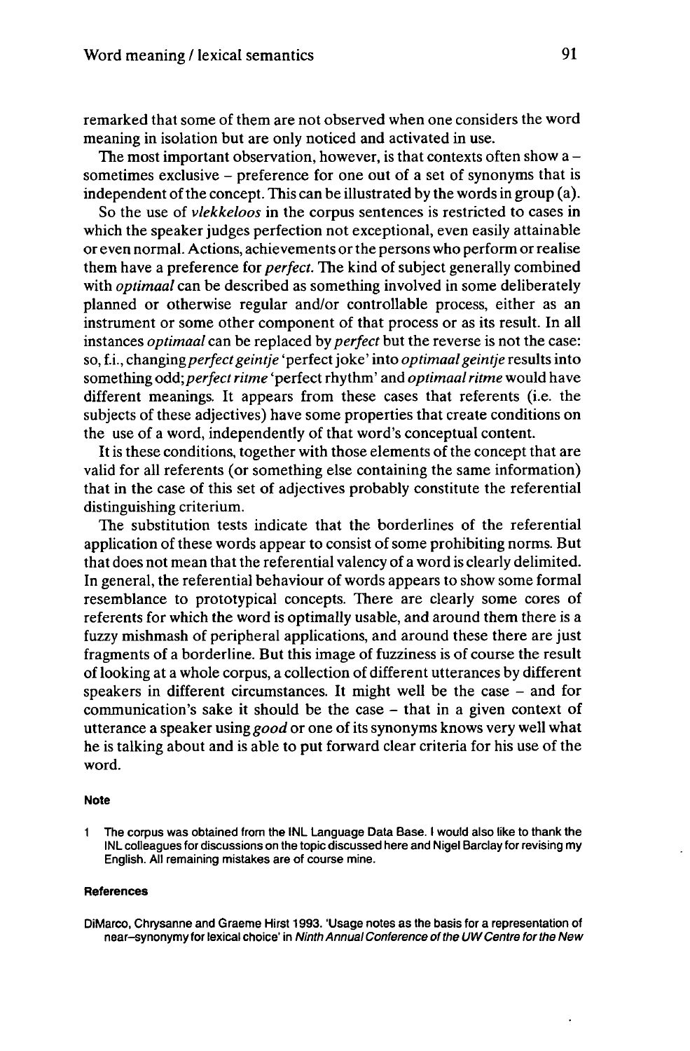remarked that some of them are not observed when one considers the word meaning in isolation but are only noticed and activated in use.

The most important observation, however, is that contexts often show a – sometimes exclusive – preference for one out of a set of synonyms that is independent of the concept. This can be illustrated by the words in group (a).

So the use of *vlekkeloos* in the corpus sentences is restricted to cases in which the speaker judges perfection not exceptional, even easily attainable or even normal. Actions, achievements or the persons who perform or realise them have a preference for *perfect*. The kind of subject generally combined with *optimaal* can be described as something involved in some deliberately planned or otherwise regular and/or controllable process, either as an instrument or some other component of that process or as its result. In all instances *optimaal* can be replaced by *perfect* but the reverse is not the case: so, f.i., changing *perfect geintje* 'perfect joke' into *optimaal geintje* results into something odd; *perfect ritme* 'perfect rhythm' and *optimaal ritme* would have different meanings. It appears from these cases that referents (i.e. the subjects of these adjectives) have some properties that create conditions on the use of a word, independently of that word's conceptual content.

It is these conditions, together with those elements of the concept that are valid for all referents (or something else containing the same information) that in the case of this set of adjectives probably constitute the referential distinguishing criterium.

The substitution tests indicate that the borderlines of the referential application of these words appear to consist of some prohibiting norms. But that does not mean that the referential valency of a word is clearly delimited. In general, the referential behaviour of words appears to show some formal resemblance to prototypical concepts. There are clearly some cores of referents for which the word is optimally usable, and around them there is a fuzzy mishmash of peripheral applications, and around these there are just fragments of a borderline. But this image of fuzziness is of course the result of looking at a whole corpus, a collection of different utterances by different speakers in different circumstances. It might well be the case – and for communication's sake it should be the case – that in a given context of utterance a speaker using *good* or one of its synonyms knows very well what he is talking about and is able to put forward clear criteria for his use of the word.

#### Note

1 The corpus was obtained from the INL Language Data Base. I would also like to thank the INL colleagues for discussions on the topic discussed here and Nigel Barclay for revising my English. All remaining mistakes are of course mine.

#### References

DiMarco, Chrysanne and Graeme Hirst 1993. 'Usage notes as the basis for a representation of near-synonymy for lexical choice' in *Ninth Annual Conference of the UW Centre for the New*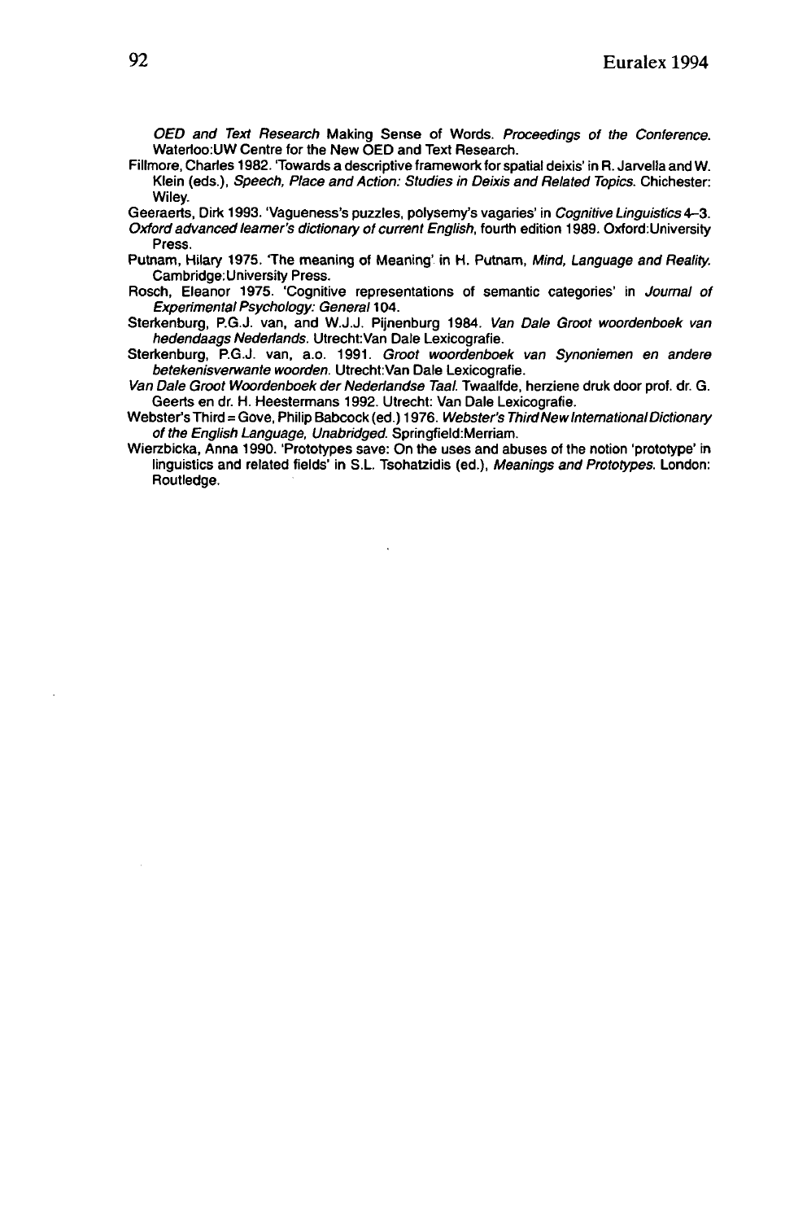*OED and Text Research* Making Sense of Words. *Proceedings of the Conference.* Waterloo:UW Centre for the New OED and Text Research.

Fillmore, Charles 1982. 'Towards a descriptive framework for spatial deixis' in R. Jarvella and W. Klein (eds.), *Speech, Place and Action: Studies in Deixis and Related Topics.* Chichester: Wiley.

Geeraerts, Dirk 1993. 'Vagueness's puzzles, polysemy's vagaries' in *Cognitive Linguistics* 4–3.

*Oxford advanced learner's dictionary of current English*, fourth edition 1989. Oxford:University Press.

Putnam, Hilary 1975. 'The meaning of Meaning' in H. Putnam, *Mind, Language and Reality.* Cambridge:University Press.

Rosch, Eleanor 1975. 'Cognitive representations of semantic categories' in *Journal of Experimental Psychology: General* 104.

Sterkenburg, P.G.J. van, and W.J.J. Pijnenburg 1984. *Van Dale Groot woordenboek van hedendaags Nederlands.* Utrecht:Van Dale Lexicografie.

Sterkenburg, P.G.J. van, a.o. 1991. *Groot woordenboek van Synoniemen en andere betekenisverwante woorden.* Utrecht:Van Dale Lexicografie.

*Van Dale Groot Woordenboek der Nederlandse Taal.* Twaalfde, herziene druk door prof. dr. G. Geerts en dr. H. Heestermans 1992. Utrecht: Van Dale Lexicografie.

Webster's Third = Gove, Philip Babcock (ed.) 1976. *Webster's Third New International Dictionary of the English Language, Unabridged.* Springfield:Merriam.

Wierzbicka, Anna 1990. 'Prototypes save: On the uses and abuses of the notion 'prototype' in linguistics and related fields' in S.L. Tsohatzidis (ed.), *Meanings and Prototypes.* London: Routledge.